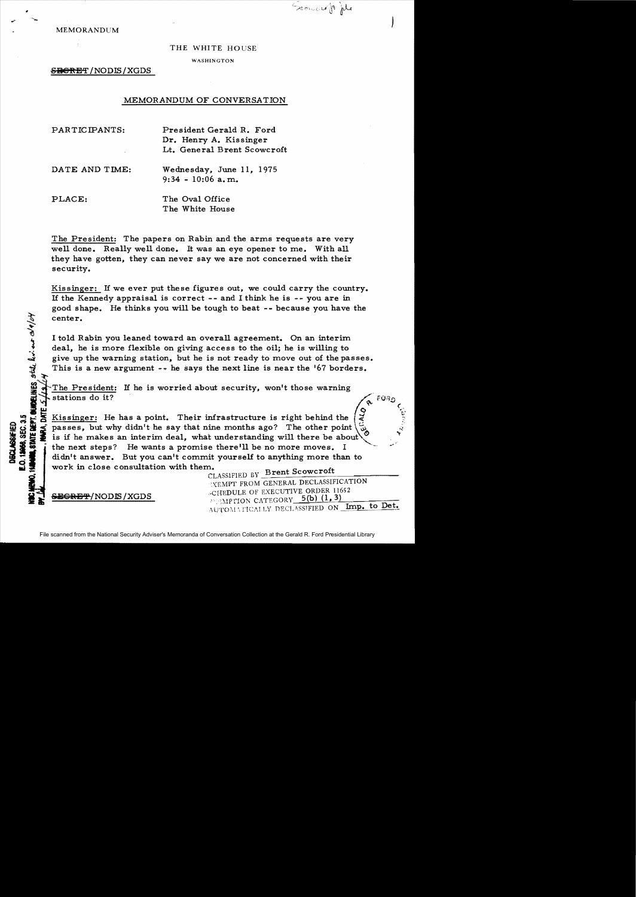MEMORANDUM

THE WHITE HOUSE

WASHINGTON

~~SECRET~~/NODIS/XGDS

MEMORANDUM OF CONVERSATION

PARTICIPANTS: President Gerald R. Ford
Dr. Henry A. Kissinger
Lt. General Brent Scowcroft

DATE AND TIME: Wednesday, June 11, 1975
9:34 - 10:06 a.m.

PLACE: The Oval Office
The White House

The President: The papers on Rabin and the arms requests are very well done. Really well done. It was an eye opener to me. With all they have gotten, they can never say we are not concerned with their security.

Kissinger: If we ever put these figures out, we could carry the country. If the Kennedy appraisal is correct -- and I think he is -- you are in good shape. He thinks you will be tough to beat -- because you have the center.

I told Rabin you leaned toward an overall agreement. On an interim deal, he is more flexible on giving access to the oil; he is willing to give up the warning station, but he is not ready to move out of the passes. This is a new argument -- he says the next line is near the '67 borders.

The President: If he is worried about security, won't those warning stations do it?

Kissinger: He has a point. Their infrastructure is right behind the passes, but why didn't he say that nine months ago? The other point is if he makes an interim deal, what understanding will there be about the next steps? He wants a promise there'll be no more moves. I didn't answer. But you can't commit yourself to anything more than to work in close consultation with them.

CLASSIFIED BY Brent Scowcroft
EXEMPT FROM GENERAL DECLASSIFICATION
SCHEDULE OF EXECUTIVE ORDER 11652
EXEMPTION CATEGORY 5(b) (1, 3)
AUTOMATICALLY DECLASSIFIED ON Imp. to Det.

~~SECRET~~/NODIS/XGDS

DECLASSIFIED
E.O. 12958, SEC. 3.5
NSC MEMO, 11/24/98, STATE DEPT. GUIDELINES
BY ___, NARA, DATE ___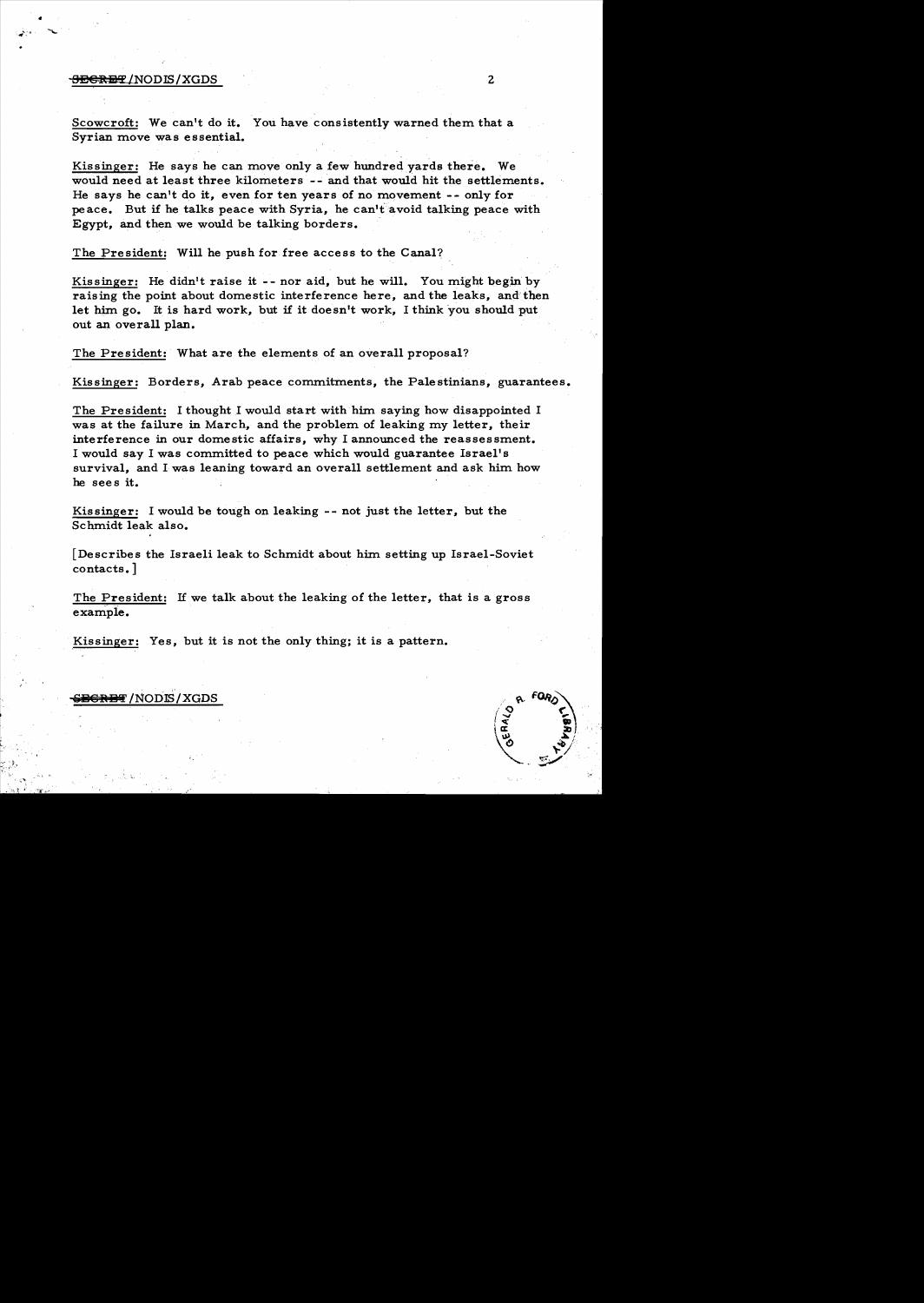Scowcroft: We can't do it. You have consistently warned them that a Syrian move was essential.

Kissinger: He says he can move only a few hundred yards there. We would need at least three kilometers -- and that would hit the settlements. He says he can't do it, even for ten years of no movement -- only for peace. But if he talks peace with Syria, he can't avoid talking peace with Egypt, and then we would be talking borders.

The President: Will he push for free access to the Canal?

Kissinger: He didn't raise it -- nor aid, but he will. You might begin by raising the point about domestic interference here, and the leaks, and then let him go. It is hard work, but if it doesn't work, I think you should put out an overall plan.

The President: What are the elements of an overall proposal?

Kissinger: Borders, Arab peace commitments, the Palestinians, guarantees.

The President: I thought I would start with him saying how disappointed I was at the failure in March, and the problem of leaking my letter, their interference in our domestic affairs, why I announced the reassessment. I would say I was committed to peace which would guarantee Israel's survival, and I was leaning toward an overall settlement and ask him how he sees it.

Kissinger: I would be tough on leaking -- not just the letter, but the Schmidt leak also.

[Describes the Israeli leak to Schmidt about him setting up Israel-Soviet contacts.]

The President: If we talk about the leaking of the letter, that is a gross example.

Kissinger: Yes, but it is not the only thing; it is a pattern.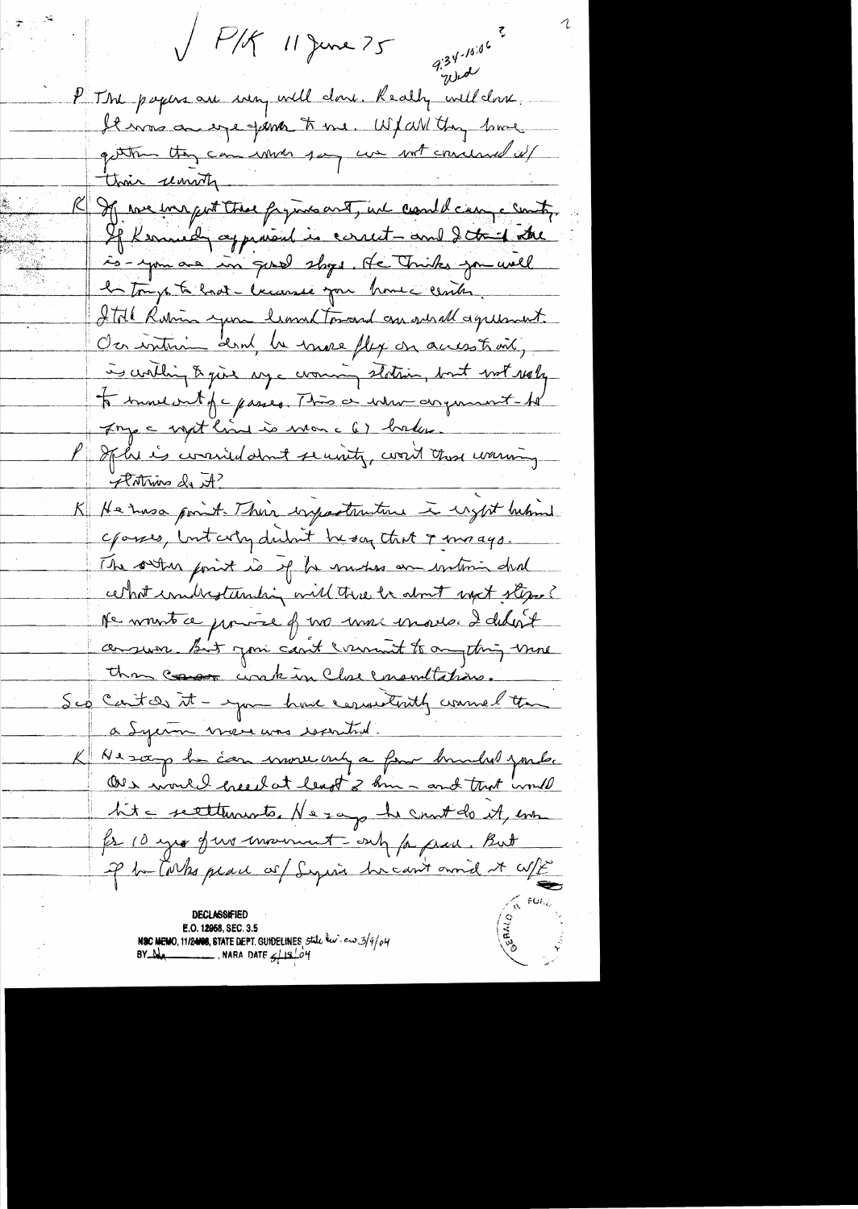✓ P/K 11 June 75

9:34-10:06 Wed

P The papers are very well done. Really well done. It was an eye opener to me. W/ all they have gotten they can never say we not concerned w/ their security.

K If we accept these figures and, we could carry Congress. If Kennedy appraisal is correct – and I think it is – you are in good shape. He thinks you will be tough to beat – because you have credibility. I told Rabin you leaned toward an overall agreement. On interim deal, he more flex on access road, is willing to give up warning station, but not really to move out of passes. This a new argument – he says a 1 inch line is worse b/c 67 border.

P If he is worried about security, won't those warning stations do it?

K He has a point. Their infrastructure is right behind passes, but why didn't he say that 7 mos ago. The other point is if he makes an interim deal, what understanding will there be about next step? He wants a promise of no more moves. I didn't answer. But you can't commit to anything more than work in close consultations.

Scow Can't do it – you have consistently warned that a Syrian move was essential.

K He says he can move only a few hundred yards. It would breach at least 3 km – and that would hit settlements. He says he can't do it, even for 10 yrs of no movement – only for peace. But if he talks peace w/ Syria he can't avoid it w/E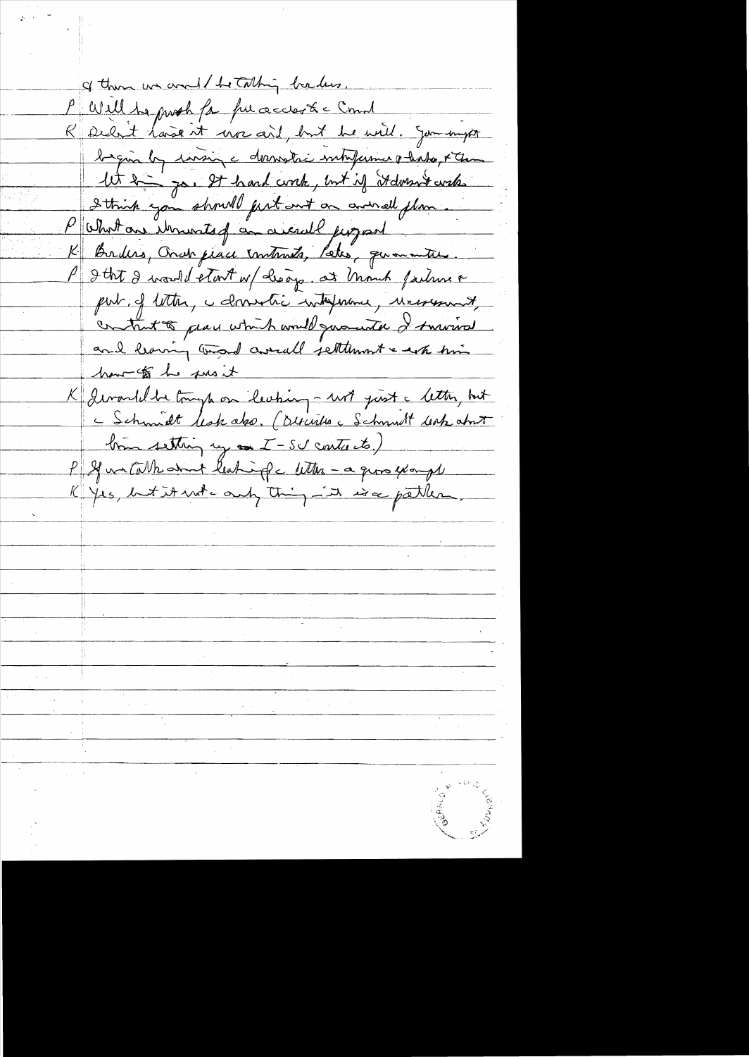& then we could/be talking borders.

P Will he push for full accord & Cmd

K Didn't raise it once aid, but he will. You might begin by raising c domestic interference & leaks, & then let him go. It hard work, but if it doesn't work. I think you should first out an overall plan.

P What are elements of an overall proposal

K Borders, Orak piece contracts, leaks, guarantees.

P I think I would start w/ discuss. at Moscow failure & part of letter, c domestic interference, unresponsiveness, contrast to peace which would guarantee I survival and leaving Grand overall settlement & ask him how he sees it

K I would be tough on leaking – not just c letter, but c Schmidt leak also. (Discuss c Schmidt leak about him setting up an I-SU contacts.)

P If we talk about leaking of c letter – a gross example

K Yes, but it not c only thing – it is a pattern.